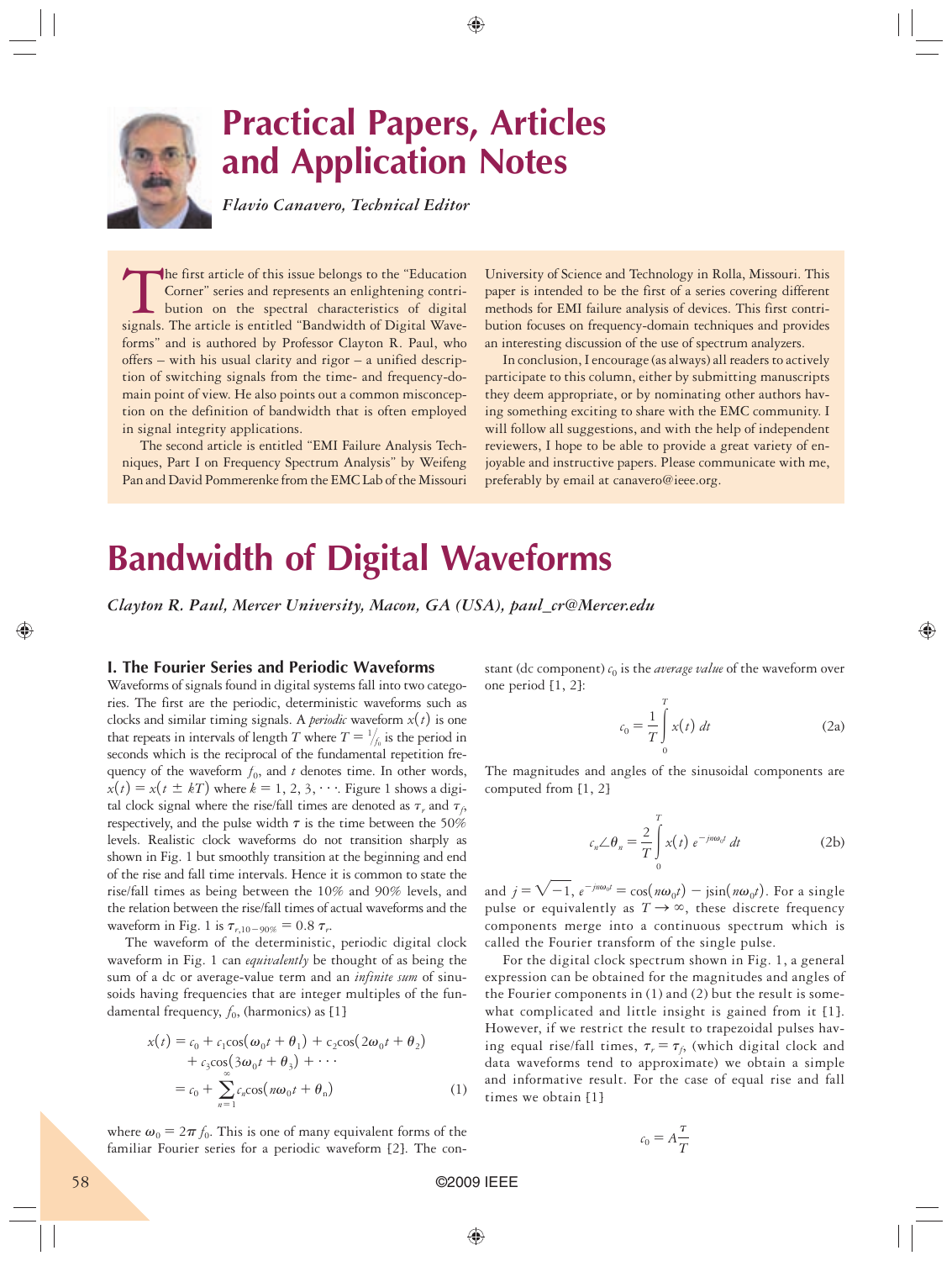# Practical Papers, Articles and Application Notes

*Flavio Canavero, Technical Editor*

The first article of this issue belongs to the "Education Corner" series and represents an enlightening contribution on the spectral characteristics of digital signals. The article is entitled "Bandwidth of Digital Waveforms" and is authored by Professor Clayton R. Paul, who offers – with his usual clarity and rigor – a unified description of switching signals from the time- and frequency-domain point of view. He also points out a common misconception on the definition of bandwidth that is often employed in signal integrity applications.

The second article is entitled "EMI Failure Analysis Techniques, Part I on Frequency Spectrum Analysis" by Weifeng Pan and David Pommerenke from the EMC Lab of the Missouri University of Science and Technology in Rolla, Missouri. This paper is intended to be the first of a series covering different methods for EMI failure analysis of devices. This first contribution focuses on frequency-domain techniques and provides an interesting discussion of the use of spectrum analyzers.

In conclusion, I encourage (as always) all readers to actively participate to this column, either by submitting manuscripts they deem appropriate, or by nominating other authors having something exciting to share with the EMC community. I will follow all suggestions, and with the help of independent reviewers, I hope to be able to provide a great variety of enjoyable and instructive papers. Please communicate with me, preferably by email at canavero@ieee.org.

# Bandwidth of Digital Waveforms

*Clayton R. Paul, Mercer University, Macon, GA (USA), paul_cr@Mercer.edu*

## I. The Fourier Series and Periodic Waveforms

Waveforms of signals found in digital systems fall into two categories. The first are the periodic, deterministic waveforms such as clocks and similar timing signals. A *periodic* waveform $x(t)$ is one that repeats in intervals of length $T$ where $T = \frac{1}{f_0}$ is the period in seconds which is the reciprocal of the fundamental repetition frequency of the waveform $f_0$, and $t$ denotes time. In other words, $x(t) = x(t \pm kT)$ where $k = 1, 2, 3, \cdots$. Figure 1 shows a digital clock signal where the rise/fall times are denoted as $\tau_r$ and $\tau_f$, respectively, and the pulse width $\tau$ is the time between the 50% levels. Realistic clock waveforms do not transition sharply as shown in Fig. 1 but smoothly transition at the beginning and end of the rise and fall time intervals. Hence it is common to state the rise/fall times as being between the 10% and 90% levels, and the relation between the rise/fall times of actual waveforms and the waveform in Fig. 1 is $\tau_{r,10-90\%} = 0.8\,\tau_r$.

The waveform of the deterministic, periodic digital clock waveform in Fig. 1 can *equivalently* be thought of as being the sum of a dc or average-value term and an *infinite sum* of sinusoids having frequencies that are integer multiples of the fundamental frequency, $f_0$, (harmonics) as [1]

$$
\begin{aligned}
x(t) &= c_0 + c_1\cos(\omega_0 t + \theta_1) + c_2\cos(2\omega_0 t + \theta_2) \\
&\quad + c_3\cos(3\omega_0 t + \theta_3) + \cdots \\
&= c_0 + \sum_{n=1}^{\infty} c_n\cos(n\omega_0 t + \theta_n)
\end{aligned}
\tag{1}
$$

where $\omega_0 = 2\pi f_0$. This is one of many equivalent forms of the familiar Fourier series for a periodic waveform [2]. The constant (dc component) $c_0$ is the *average value* of the waveform over one period [1, 2]:

$$
c_0 = \frac{1}{T}\int_0^T x(t)\,dt \tag{2a}
$$

The magnitudes and angles of the sinusoidal components are computed from [1, 2]

$$
c_n \angle \theta_n = \frac{2}{T}\int_0^T x(t)\,e^{-jn\omega_0 t}\,dt \tag{2b}
$$

and $j = \sqrt{-1}$, $e^{-jn\omega_0 t} = \cos(n\omega_0 t) - j\sin(n\omega_0 t)$. For a single pulse or equivalently as $T \to \infty$, these discrete frequency components merge into a continuous spectrum which is called the Fourier transform of the single pulse.

For the digital clock spectrum shown in Fig. 1, a general expression can be obtained for the magnitudes and angles of the Fourier components in (1) and (2) but the result is somewhat complicated and little insight is gained from it [1]. However, if we restrict the result to trapezoidal pulses having equal rise/fall times, $\tau_r = \tau_f$, (which digital clock and data waveforms tend to approximate) we obtain a simple and informative result. For the case of equal rise and fall times we obtain [1]

$$
c_0 = A\frac{\tau}{T}
$$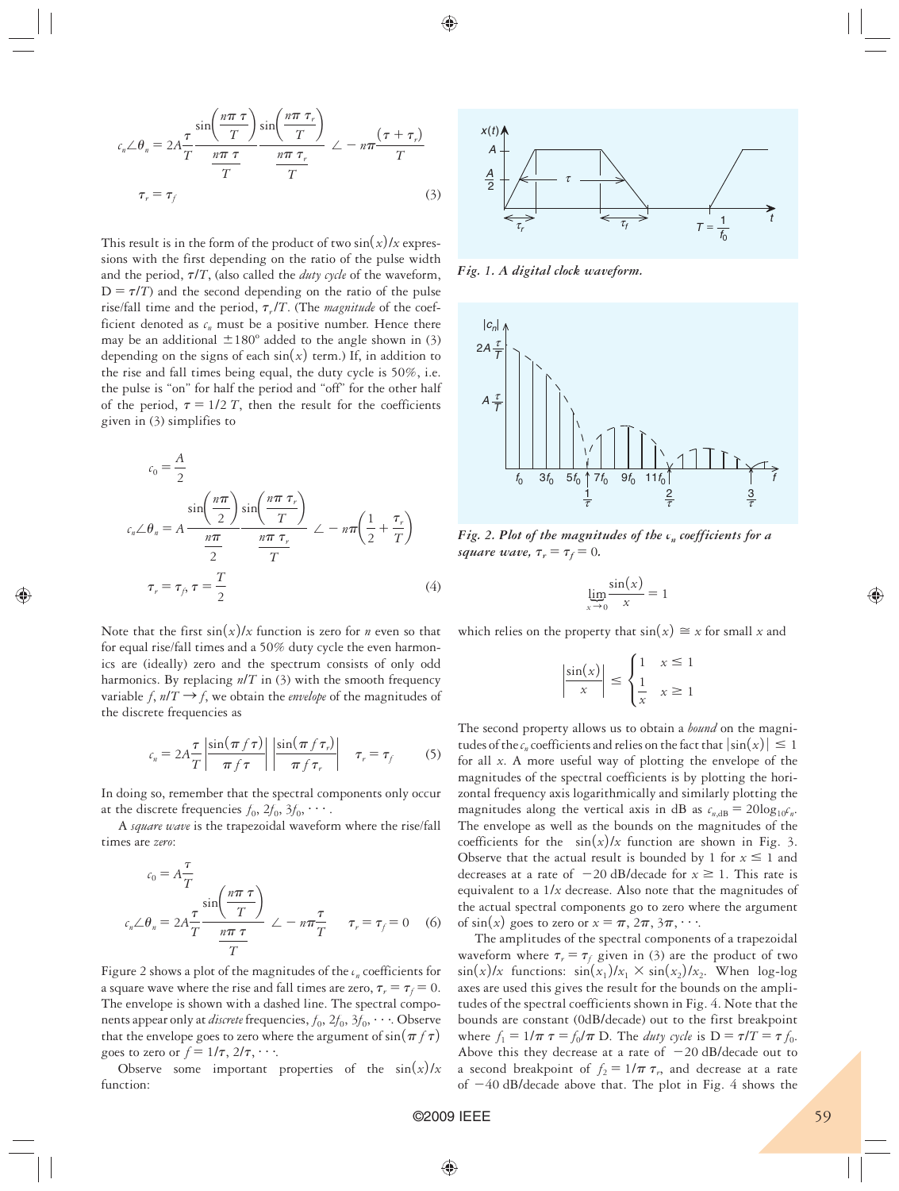$$c_n \angle \theta_n = 2A\frac{\tau}{T}\frac{\sin\left(\dfrac{n\pi\,\tau}{T}\right)}{\dfrac{n\pi\,\tau}{T}}\frac{\sin\left(\dfrac{n\pi\,\tau_r}{T}\right)}{\dfrac{n\pi\,\tau_r}{T}}\ \angle -n\pi\frac{(\tau+\tau_r)}{T}$$

$$\tau_r = \tau_f \tag{3}$$

This result is in the form of the product of two $\sin(x)/x$ expressions with the first depending on the ratio of the pulse width and the period, $\tau/T$, (also called the *duty cycle* of the waveform, $D = \tau/T$) and the second depending on the ratio of the pulse rise/fall time and the period, $\tau_r/T$. (The *magnitude* of the coefficient denoted as $c_n$ must be a positive number. Hence there may be an additional $\pm 180°$ added to the angle shown in (3) depending on the signs of each $\sin(x)$ term.) If, in addition to the rise and fall times being equal, the duty cycle is 50%, i.e. the pulse is "on" for half the period and "off" for the other half of the period, $\tau = 1/2\,T$, then the result for the coefficients given in (3) simplifies to

$$c_0 = \frac{A}{2}$$

$$c_n \angle \theta_n = A\frac{\sin\left(\dfrac{n\pi}{2}\right)}{\dfrac{n\pi}{2}}\frac{\sin\left(\dfrac{n\pi\,\tau_r}{T}\right)}{\dfrac{n\pi\,\tau_r}{T}}\ \angle -n\pi\left(\frac{1}{2}+\frac{\tau_r}{T}\right)$$

$$\tau_r = \tau_f,\ \tau = \frac{T}{2} \tag{4}$$

Note that the first $\sin(x)/x$ function is zero for $n$ even so that for equal rise/fall times and a 50% duty cycle the even harmonics are (ideally) zero and the spectrum consists of only odd harmonics. By replacing $n/T$ in (3) with the smooth frequency variable $f$, $n/T \to f$, we obtain the *envelope* of the magnitudes of the discrete frequencies as

$$c_n = 2A\frac{\tau}{T}\left|\frac{\sin(\pi f \tau)}{\pi f \tau}\right|\left|\frac{\sin(\pi f \tau_r)}{\pi f \tau_r}\right| \quad \tau_r = \tau_f \tag{5}$$

In doing so, remember that the spectral components only occur at the discrete frequencies $f_0, 2f_0, 3f_0, \cdots$.

A *square wave* is the trapezoidal waveform where the rise/fall times are *zero*:

$$c_0 = A\frac{\tau}{T}$$

$$c_n \angle \theta_n = 2A\frac{\tau}{T}\frac{\sin\left(\dfrac{n\pi\,\tau}{T}\right)}{\dfrac{n\pi\,\tau}{T}}\ \angle -n\pi\frac{\tau}{T} \qquad \tau_r = \tau_f = 0 \tag{6}$$

Figure 2 shows a plot of the magnitudes of the $c_n$ coefficients for a square wave where the rise and fall times are zero, $\tau_r = \tau_f = 0$. The envelope is shown with a dashed line. The spectral components appear only at *discrete* frequencies, $f_0, 2f_0, 3f_0, \cdots$. Observe that the envelope goes to zero where the argument of $\sin(\pi f \tau)$ goes to zero or $f = 1/\tau, 2/\tau, \cdots$.

Observe some important properties of the $\sin(x)/x$ function:

*Fig. 1. A digital clock waveform.*

*Fig. 2. Plot of the magnitudes of the $c_n$ coefficients for a square wave, $\tau_r = \tau_f = 0$.*

$$\lim_{x\to 0}\frac{\sin(x)}{x} = 1$$

which relies on the property that $\sin(x) \cong x$ for small $x$ and

$$\left|\frac{\sin(x)}{x}\right| \le \begin{cases} 1 & x \le 1 \\ \dfrac{1}{x} & x \ge 1 \end{cases}$$

The second property allows us to obtain a *bound* on the magnitudes of the $c_n$ coefficients and relies on the fact that $|\sin(x)| \le 1$ for all $x$. A more useful way of plotting the envelope of the magnitudes of the spectral coefficients is by plotting the horizontal frequency axis logarithmically and similarly plotting the magnitudes along the vertical axis in dB as $c_{n,\text{dB}} = 20\log_{10}c_n$. The envelope as well as the bounds on the magnitudes of the coefficients for the $\sin(x)/x$ function are shown in Fig. 3. Observe that the actual result is bounded by 1 for $x \le 1$ and decreases at a rate of $-20$ dB/decade for $x \ge 1$. This rate is equivalent to a $1/x$ decrease. Also note that the magnitudes of the actual spectral components go to zero where the argument of $\sin(x)$ goes to zero or $x = \pi, 2\pi, 3\pi, \cdots$.

The amplitudes of the spectral components of a trapezoidal waveform where $\tau_r = \tau_f$ given in (3) are the product of two $\sin(x)/x$ functions: $\sin(x_1)/x_1 \times \sin(x_2)/x_2$. When log-log axes are used this gives the result for the bounds on the amplitudes of the spectral coefficients shown in Fig. 4. Note that the bounds are constant (0dB/decade) out to the first breakpoint where $f_1 = 1/\pi\tau = f_0/\pi D$. The *duty cycle* is $D = \tau/T = \tau f_0$. Above this they decrease at a rate of $-20$ dB/decade out to a second breakpoint of $f_2 = 1/\pi\tau_r$, and decrease at a rate of $-40$ dB/decade above that. The plot in Fig. 4 shows the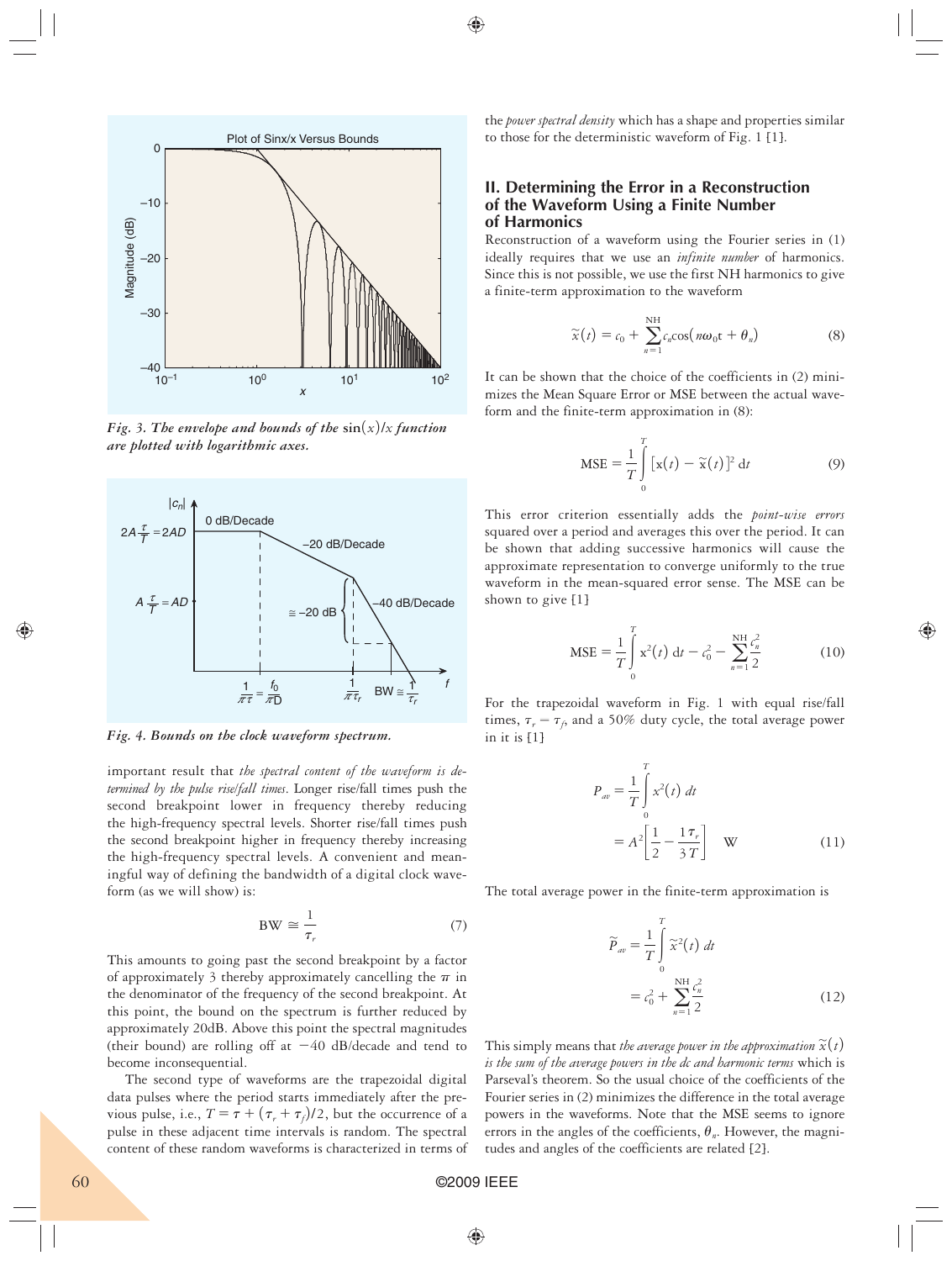*Fig. 3. The envelope and bounds of the* $\sin(x)/x$ *function are plotted with logarithmic axes.*

*Fig. 4. Bounds on the clock waveform spectrum.*

important result that *the spectral content of the waveform is determined by the pulse rise/fall times*. Longer rise/fall times push the second breakpoint lower in frequency thereby reducing the high-frequency spectral levels. Shorter rise/fall times push the second breakpoint higher in frequency thereby increasing the high-frequency spectral levels. A convenient and meaningful way of defining the bandwidth of a digital clock waveform (as we will show) is:

$$\mathrm{BW} \cong \frac{1}{\tau_r} \tag{7}$$

This amounts to going past the second breakpoint by a factor of approximately 3 thereby approximately cancelling the $\pi$ in the denominator of the frequency of the second breakpoint. At this point, the bound on the spectrum is further reduced by approximately 20dB. Above this point the spectral magnitudes (their bound) are rolling off at $-40$ dB/decade and tend to become inconsequential.

The second type of waveforms are the trapezoidal digital data pulses where the period starts immediately after the previous pulse, i.e., $T = \tau + (\tau_r + \tau_f)/2$, but the occurrence of a pulse in these adjacent time intervals is random. The spectral content of these random waveforms is characterized in terms of the *power spectral density* which has a shape and properties similar to those for the deterministic waveform of Fig. 1 [1].

## II. Determining the Error in a Reconstruction of the Waveform Using a Finite Number of Harmonics

Reconstruction of a waveform using the Fourier series in (1) ideally requires that we use an *infinite number* of harmonics. Since this is not possible, we use the first NH harmonics to give a finite-term approximation to the waveform

$$\tilde{x}(t) = c_0 + \sum_{n=1}^{\mathrm{NH}} c_n \cos(n\omega_0 t + \theta_n) \tag{8}$$

It can be shown that the choice of the coefficients in (2) minimizes the Mean Square Error or MSE between the actual waveform and the finite-term approximation in (8):

$$\mathrm{MSE} = \frac{1}{T}\int_0^T [x(t) - \tilde{x}(t)]^2 \, dt \tag{9}$$

This error criterion essentially adds the *point-wise errors* squared over a period and averages this over the period. It can be shown that adding successive harmonics will cause the approximate representation to converge uniformly to the true waveform in the mean-squared error sense. The MSE can be shown to give [1]

$$\mathrm{MSE} = \frac{1}{T}\int_0^T x^2(t) \, dt - c_0^2 - \sum_{n=1}^{\mathrm{NH}} \frac{c_n^2}{2} \tag{10}$$

For the trapezoidal waveform in Fig. 1 with equal rise/fall times, $\tau_r = \tau_f$, and a 50% duty cycle, the total average power in it is [1]

$$P_{av} = \frac{1}{T}\int_0^T x^2(t) \, dt = A^2\left[\frac{1}{2} - \frac{1}{3}\frac{\tau_r}{T}\right] \quad \mathrm{W} \tag{11}$$

The total average power in the finite-term approximation is

$$\tilde{P}_{av} = \frac{1}{T}\int_0^T \tilde{x}^2(t) \, dt = c_0^2 + \sum_{n=1}^{\mathrm{NH}} \frac{c_n^2}{2} \tag{12}$$

This simply means that *the average power in the approximation* $\tilde{x}(t)$ *is the sum of the average powers in the dc and harmonic terms* which is Parseval's theorem. So the usual choice of the coefficients of the Fourier series in (2) minimizes the difference in the total average powers in the waveforms. Note that the MSE seems to ignore errors in the angles of the coefficients, $\theta_n$. However, the magnitudes and angles of the coefficients are related [2].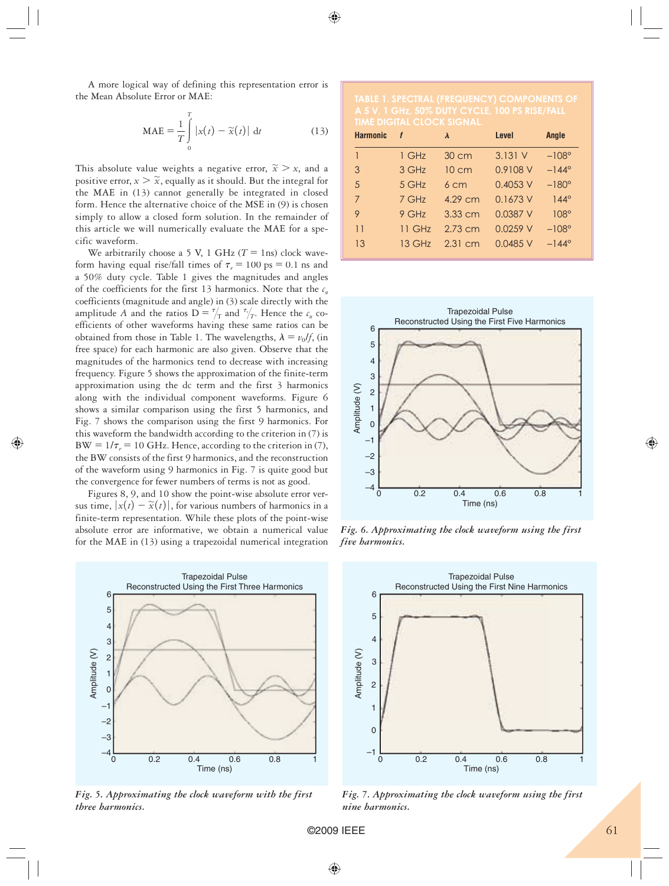A more logical way of defining this representation error is the Mean Absolute Error or MAE:

$$\mathrm{MAE} = \frac{1}{T}\int_{0}^{T} |x(t) - \widetilde{x}(t)| \, \mathrm{d}t \tag{13}$$

This absolute value weights a negative error, $\widetilde{x} > x$, and a positive error, $x > \widetilde{x}$, equally as it should. But the integral for the MAE in (13) cannot generally be integrated in closed form. Hence the alternative choice of the MSE in (9) is chosen simply to allow a closed form solution. In the remainder of this article we will numerically evaluate the MAE for a specific waveform.

We arbitrarily choose a 5 V, 1 GHz ($T = 1$ns) clock waveform having equal rise/fall times of $\tau_r = 100$ ps $= 0.1$ ns and a 50% duty cycle. Table 1 gives the magnitudes and angles of the coefficients for the first 13 harmonics. Note that the $c_n$ coefficients (magnitude and angle) in (3) scale directly with the amplitude $A$ and the ratios $\mathrm{D} = {}^{\tau}/_{T}$ and ${}^{\tau_r}/_{T}$. Hence the $c_n$ coefficients of other waveforms having these same ratios can be obtained from those in Table 1. The wavelengths, $\lambda = v_0/f$, (in free space) for each harmonic are also given. Observe that the magnitudes of the harmonics tend to decrease with increasing frequency. Figure 5 shows the approximation of the finite-term approximation using the dc term and the first 3 harmonics along with the individual component waveforms. Figure 6 shows a similar comparison using the first 5 harmonics, and Fig. 7 shows the comparison using the first 9 harmonics. For this waveform the bandwidth according to the criterion in (7) is $\mathrm{BW} = 1/\tau_r = 10$ GHz. Hence, according to the criterion in (7), the BW consists of the first 9 harmonics, and the reconstruction of the waveform using 9 harmonics in Fig. 7 is quite good but the convergence for fewer numbers of terms is not as good.

Figures 8, 9, and 10 show the point-wise absolute error versus time, $|x(t) - \widetilde{x}(t)|$, for various numbers of harmonics in a finite-term representation. While these plots of the point-wise absolute error are informative, we obtain a numerical value for the MAE in (13) using a trapezoidal numerical integration

**TABLE 1. SPECTRAL (FREQUENCY) COMPONENTS OF A 5 V, 1 GHz, 50% DUTY CYCLE, 100 PS RISE/FALL TIME DIGITAL CLOCK SIGNAL.**

| Harmonic | $f$ | $\lambda$ | Level | Angle |
|---|---|---|---|---|
| 1 | 1 GHz | 30 cm | 3.131 V | −108° |
| 3 | 3 GHz | 10 cm | 0.9108 V | −144° |
| 5 | 5 GHz | 6 cm | 0.4053 V | −180° |
| 7 | 7 GHz | 4.29 cm | 0.1673 V | 144° |
| 9 | 9 GHz | 3.33 cm | 0.0387 V | 108° |
| 11 | 11 GHz | 2.73 cm | 0.0259 V | −108° |
| 13 | 13 GHz | 2.31 cm | 0.0485 V | −144° |

*Fig. 6. Approximating the clock waveform using the first five harmonics.*

*Fig. 5. Approximating the clock waveform with the first three harmonics.*

*Fig. 7. Approximating the clock waveform using the first nine harmonics.*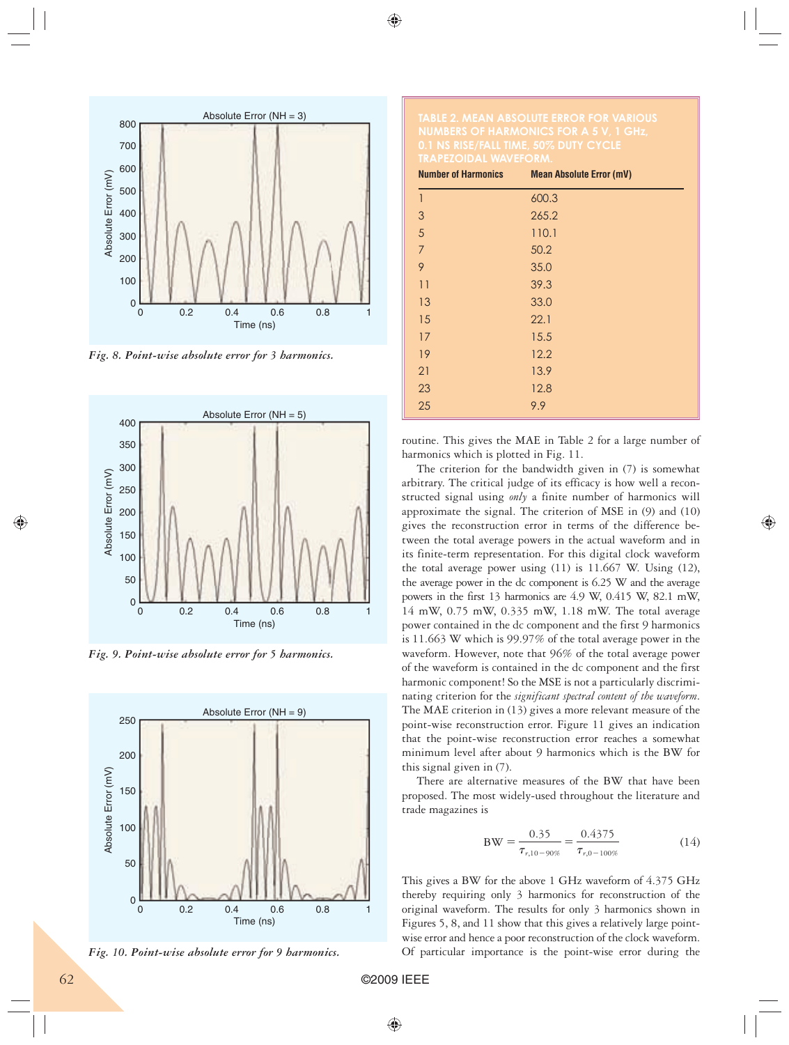Fig. 8. Point-wise absolute error for 3 harmonics.

Fig. 9. Point-wise absolute error for 5 harmonics.

Fig. 10. Point-wise absolute error for 9 harmonics.

**TABLE 2. MEAN ABSOLUTE ERROR FOR VARIOUS NUMBERS OF HARMONICS FOR A 5 V, 1 GHz, 0.1 NS RISE/FALL TIME, 50% DUTY CYCLE TRAPEZOIDAL WAVEFORM.**

| Number of Harmonics | Mean Absolute Error (mV) |
|---|---|
| 1 | 600.3 |
| 3 | 265.2 |
| 5 | 110.1 |
| 7 | 50.2 |
| 9 | 35.0 |
| 11 | 39.3 |
| 13 | 33.0 |
| 15 | 22.1 |
| 17 | 15.5 |
| 19 | 12.2 |
| 21 | 13.9 |
| 23 | 12.8 |
| 25 | 9.9 |

routine. This gives the MAE in Table 2 for a large number of harmonics which is plotted in Fig. 11.

The criterion for the bandwidth given in (7) is somewhat arbitrary. The critical judge of its efficacy is how well a reconstructed signal using *only* a finite number of harmonics will approximate the signal. The criterion of MSE in (9) and (10) gives the reconstruction error in terms of the difference between the total average powers in the actual waveform and in its finite-term representation. For this digital clock waveform the total average power using (11) is 11.667 W. Using (12), the average power in the dc component is 6.25 W and the average powers in the first 13 harmonics are 4.9 W, 0.415 W, 82.1 mW, 14 mW, 0.75 mW, 0.335 mW, 1.18 mW. The total average power contained in the dc component and the first 9 harmonics is 11.663 W which is 99.97% of the total average power in the waveform. However, note that 96% of the total average power of the waveform is contained in the dc component and the first harmonic component! So the MSE is not a particularly discriminating criterion for the *significant spectral content of the waveform*. The MAE criterion in (13) gives a more relevant measure of the point-wise reconstruction error. Figure 11 gives an indication that the point-wise reconstruction error reaches a somewhat minimum level after about 9 harmonics which is the BW for this signal given in (7).

There are alternative measures of the BW that have been proposed. The most widely-used throughout the literature and trade magazines is

$$\mathrm{BW} = \frac{0.35}{\tau_{r,10-90\%}} = \frac{0.4375}{\tau_{r,0-100\%}} \tag{14}$$

This gives a BW for the above 1 GHz waveform of 4.375 GHz thereby requiring only 3 harmonics for reconstruction of the original waveform. The results for only 3 harmonics shown in Figures 5, 8, and 11 show that this gives a relatively large point-wise error and hence a poor reconstruction of the clock waveform. Of particular importance is the point-wise error during the

©2009 IEEE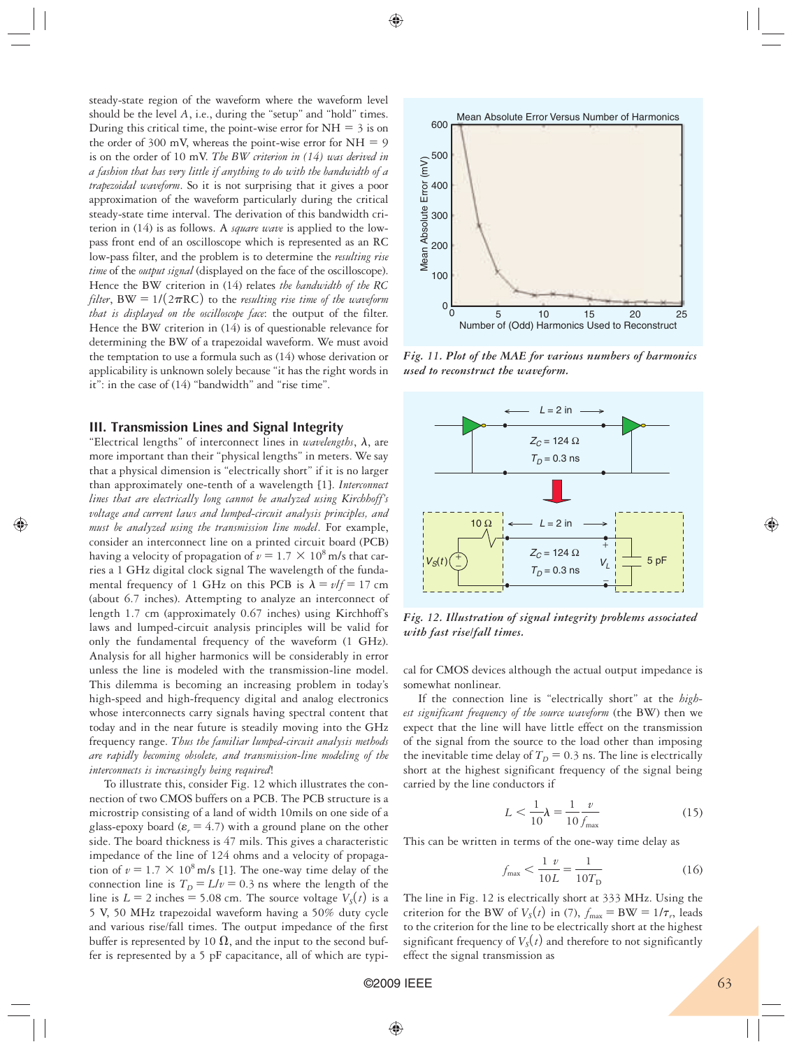steady-state region of the waveform where the waveform level should be the level $A$, i.e., during the "setup" and "hold" times. During this critical time, the point-wise error for NH = 3 is on the order of 300 mV, whereas the point-wise error for NH = 9 is on the order of 10 mV. *The BW criterion in (14) was derived in a fashion that has very little if anything to do with the bandwidth of a trapezoidal waveform*. So it is not surprising that it gives a poor approximation of the waveform particularly during the critical steady-state time interval. The derivation of this bandwidth criterion in (14) is as follows. A *square wave* is applied to the low-pass front end of an oscilloscope which is represented as an RC low-pass filter, and the problem is to determine the *resulting rise time* of the *output signal* (displayed on the face of the oscilloscope). Hence the BW criterion in (14) relates *the bandwidth of the RC filter*, $\mathrm{BW} = 1/(2\pi \mathrm{RC})$ to the *resulting rise time of the waveform that is displayed on the oscilloscope face*: the output of the filter. Hence the BW criterion in (14) is of questionable relevance for determining the BW of a trapezoidal waveform. We must avoid the temptation to use a formula such as (14) whose derivation or applicability is unknown solely because "it has the right words in it": in the case of (14) "bandwidth" and "rise time".

Fig. 11. Plot of the MAE for various numbers of harmonics used to reconstruct the waveform.

## III. Transmission Lines and Signal Integrity

"Electrical lengths" of interconnect lines in *wavelengths*, $\lambda$, are more important than their "physical lengths" in meters. We say that a physical dimension is "electrically short" if it is no larger than approximately one-tenth of a wavelength [1]. *Interconnect lines that are electrically long cannot be analyzed using Kirchhoff's voltage and current laws and lumped-circuit analysis principles, and must be analyzed using the transmission line model*. For example, consider an interconnect line on a printed circuit board (PCB) having a velocity of propagation of $v = 1.7 \times 10^8$ m/s that carries a 1 GHz digital clock signal The wavelength of the fundamental frequency of 1 GHz on this PCB is $\lambda = v/f = 17$ cm (about 6.7 inches). Attempting to analyze an interconnect of length 1.7 cm (approximately 0.67 inches) using Kirchhoff's laws and lumped-circuit analysis principles will be valid for only the fundamental frequency of the waveform (1 GHz). Analysis for all higher harmonics will be considerably in error unless the line is modeled with the transmission-line model. This dilemma is becoming an increasing problem in today's high-speed and high-frequency digital and analog electronics whose interconnects carry signals having spectral content that today and in the near future is steadily moving into the GHz frequency range. *Thus the familiar lumped-circuit analysis methods are rapidly becoming obsolete, and transmission-line modeling of the interconnects is increasingly being required*!

To illustrate this, consider Fig. 12 which illustrates the connection of two CMOS buffers on a PCB. The PCB structure is a microstrip consisting of a land of width 10mils on one side of a glass-epoxy board ($\varepsilon_r = 4.7$) with a ground plane on the other side. The board thickness is 47 mils. This gives a characteristic impedance of the line of 124 ohms and a velocity of propagation of $v = 1.7 \times 10^8$ m/s [1]. The one-way time delay of the connection line is $T_D = L/v = 0.3$ ns where the length of the line is $L = 2$ inches = 5.08 cm. The source voltage $V_S(t)$ is a 5 V, 50 MHz trapezoidal waveform having a 50% duty cycle and various rise/fall times. The output impedance of the first buffer is represented by 10 $\Omega$, and the input to the second buffer is represented by a 5 pF capacitance, all of which are typical for CMOS devices although the actual output impedance is somewhat nonlinear.

Fig. 12. Illustration of signal integrity problems associated with fast rise/fall times.

If the connection line is "electrically short" at the *highest significant frequency of the source waveform* (the BW) then we expect that the line will have little effect on the transmission of the signal from the source to the load other than imposing the inevitable time delay of $T_D = 0.3$ ns. The line is electrically short at the highest significant frequency of the signal being carried by the line conductors if

$$L < \frac{1}{10}\lambda = \frac{1}{10}\frac{v}{f_{\max}} \tag{15}$$

This can be written in terms of the one-way time delay as

$$f_{\max} < \frac{1}{10}\frac{v}{L} = \frac{1}{10T_D} \tag{16}$$

The line in Fig. 12 is electrically short at 333 MHz. Using the criterion for the BW of $V_S(t)$ in (7), $f_{\max} = \mathrm{BW} = 1/\tau_r$, leads to the criterion for the line to be electrically short at the highest significant frequency of $V_S(t)$ and therefore to not significantly effect the signal transmission as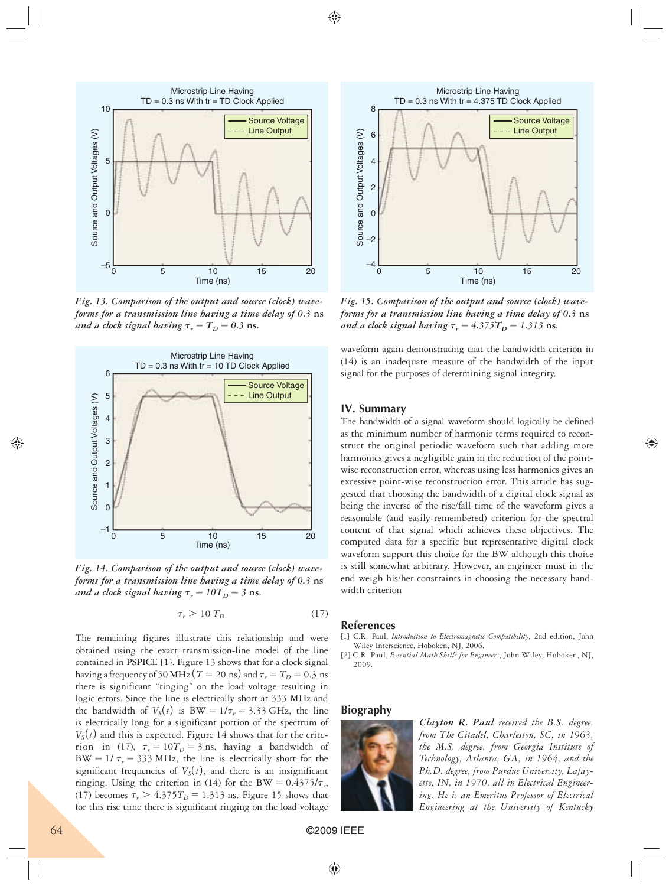*Fig. 13. Comparison of the output and source (clock) waveforms for a transmission line having a time delay of 0.3* ns *and a clock signal having $\tau_r = T_D = 0.3$* ns.

*Fig. 14. Comparison of the output and source (clock) waveforms for a transmission line having a time delay of 0.3* ns *and a clock signal having $\tau_r = 10T_D = 3$* ns.

$$\tau_r > 10\, T_D \tag{17}$$

The remaining figures illustrate this relationship and were obtained using the exact transmission-line model of the line contained in PSPICE [1]. Figure 13 shows that for a clock signal having a frequency of 50 MHz $(T = 20 \text{ ns})$ and $\tau_r = T_D = 0.3$ ns there is significant "ringing" on the load voltage resulting in logic errors. Since the line is electrically short at 333 MHz and the bandwidth of $V_S(t)$ is $\text{BW} = 1/\tau_r = 3.33$ GHz, the line is electrically long for a significant portion of the spectrum of $V_S(t)$ and this is expected. Figure 14 shows that for the criterion in (17), $\tau_r = 10T_D = 3$ ns, having a bandwidth of $\text{BW} = 1/\tau_r = 333$ MHz, the line is electrically short for the significant frequencies of $V_S(t)$, and there is an insignificant ringing. Using the criterion in (14) for the $\text{BW} = 0.4375/\tau_r$, (17) becomes $\tau_r > 4.375T_D = 1.313$ ns. Figure 15 shows that for this rise time there is significant ringing on the load voltage

*Fig. 15. Comparison of the output and source (clock) waveforms for a transmission line having a time delay of 0.3* ns *and a clock signal having $\tau_r = 4.375T_D = 1.313$* ns.

waveform again demonstrating that the bandwidth criterion in (14) is an inadequate measure of the bandwidth of the input signal for the purposes of determining signal integrity.

## IV. Summary

The bandwidth of a signal waveform should logically be defined as the minimum number of harmonic terms required to reconstruct the original periodic waveform such that adding more harmonics gives a negligible gain in the reduction of the pointwise reconstruction error, whereas using less harmonics gives an excessive point-wise reconstruction error. This article has suggested that choosing the bandwidth of a digital clock signal as being the inverse of the rise/fall time of the waveform gives a reasonable (and easily-remembered) criterion for the spectral content of that signal which achieves these objectives. The computed data for a specific but representative digital clock waveform support this choice for the BW although this choice is still somewhat arbitrary. However, an engineer must in the end weigh his/her constraints in choosing the necessary bandwidth criterion

## References

[1] C.R. Paul, *Introduction to Electromagnetic Compatibility*, 2nd edition, John Wiley Interscience, Hoboken, NJ, 2006.

[2] C.R. Paul, *Essential Math Skills for Engineers*, John Wiley, Hoboken, NJ, 2009.

## Biography

***Clayton R. Paul*** *received the B.S. degree, from The Citadel, Charleston, SC, in 1963, the M.S. degree, from Georgia Institute of Technology, Atlanta, GA, in 1964, and the Ph.D. degree, from Purdue University, Lafayette, IN, in 1970, all in Electrical Engineering. He is an Emeritus Professor of Electrical Engineering at the University of Kentucky*

©2009 IEEE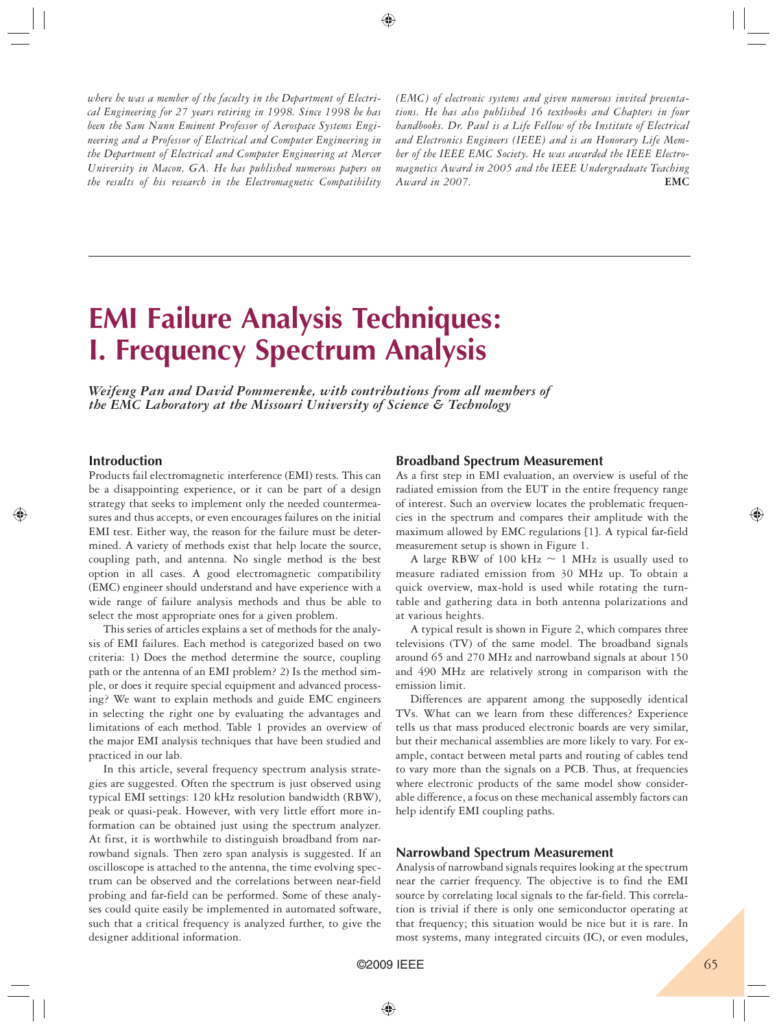*where he was a member of the faculty in the Department of Electrical Engineering for 27 years retiring in 1998. Since 1998 he has been the Sam Nunn Eminent Professor of Aerospace Systems Engineering and a Professor of Electrical and Computer Engineering in the Department of Electrical and Computer Engineering at Mercer University in Macon, GA. He has published numerous papers on the results of his research in the Electromagnetic Compatibility (EMC) of electronic systems and given numerous invited presentations. He has also published 16 textbooks and Chapters in four handbooks. Dr. Paul is a Life Fellow of the Institute of Electrical and Electronics Engineers (IEEE) and is an Honorary Life Member of the IEEE EMC Society. He was awarded the IEEE Electromagnetics Award in 2005 and the IEEE Undergraduate Teaching Award in 2007.* **EMC**

# EMI Failure Analysis Techniques: I. Frequency Spectrum Analysis

***Weifeng Pan and David Pommerenke, with contributions from all members of the EMC Laboratory at the Missouri University of Science & Technology***

## Introduction

Products fail electromagnetic interference (EMI) tests. This can be a disappointing experience, or it can be part of a design strategy that seeks to implement only the needed countermeasures and thus accepts, or even encourages failures on the initial EMI test. Either way, the reason for the failure must be determined. A variety of methods exist that help locate the source, coupling path, and antenna. No single method is the best option in all cases. A good electromagnetic compatibility (EMC) engineer should understand and have experience with a wide range of failure analysis methods and thus be able to select the most appropriate ones for a given problem.

This series of articles explains a set of methods for the analysis of EMI failures. Each method is categorized based on two criteria: 1) Does the method determine the source, coupling path or the antenna of an EMI problem? 2) Is the method simple, or does it require special equipment and advanced processing? We want to explain methods and guide EMC engineers in selecting the right one by evaluating the advantages and limitations of each method. Table 1 provides an overview of the major EMI analysis techniques that have been studied and practiced in our lab.

In this article, several frequency spectrum analysis strategies are suggested. Often the spectrum is just observed using typical EMI settings: 120 kHz resolution bandwidth (RBW), peak or quasi-peak. However, with very little effort more information can be obtained just using the spectrum analyzer. At first, it is worthwhile to distinguish broadband from narrowband signals. Then zero span analysis is suggested. If an oscilloscope is attached to the antenna, the time evolving spectrum can be observed and the correlations between near-field probing and far-field can be performed. Some of these analyses could quite easily be implemented in automated software, such that a critical frequency is analyzed further, to give the designer additional information.

## Broadband Spectrum Measurement

As a first step in EMI evaluation, an overview is useful of the radiated emission from the EUT in the entire frequency range of interest. Such an overview locates the problematic frequencies in the spectrum and compares their amplitude with the maximum allowed by EMC regulations [1]. A typical far-field measurement setup is shown in Figure 1.

A large RBW of 100 kHz ~ 1 MHz is usually used to measure radiated emission from 30 MHz up. To obtain a quick overview, max-hold is used while rotating the turntable and gathering data in both antenna polarizations and at various heights.

A typical result is shown in Figure 2, which compares three televisions (TV) of the same model. The broadband signals around 65 and 270 MHz and narrowband signals at about 150 and 490 MHz are relatively strong in comparison with the emission limit.

Differences are apparent among the supposedly identical TVs. What can we learn from these differences? Experience tells us that mass produced electronic boards are very similar, but their mechanical assemblies are more likely to vary. For example, contact between metal parts and routing of cables tend to vary more than the signals on a PCB. Thus, at frequencies where electronic products of the same model show considerable difference, a focus on these mechanical assembly factors can help identify EMI coupling paths.

## Narrowband Spectrum Measurement

Analysis of narrowband signals requires looking at the spectrum near the carrier frequency. The objective is to find the EMI source by correlating local signals to the far-field. This correlation is trivial if there is only one semiconductor operating at that frequency; this situation would be nice but it is rare. In most systems, many integrated circuits (IC), or even modules,

©2009 IEEE